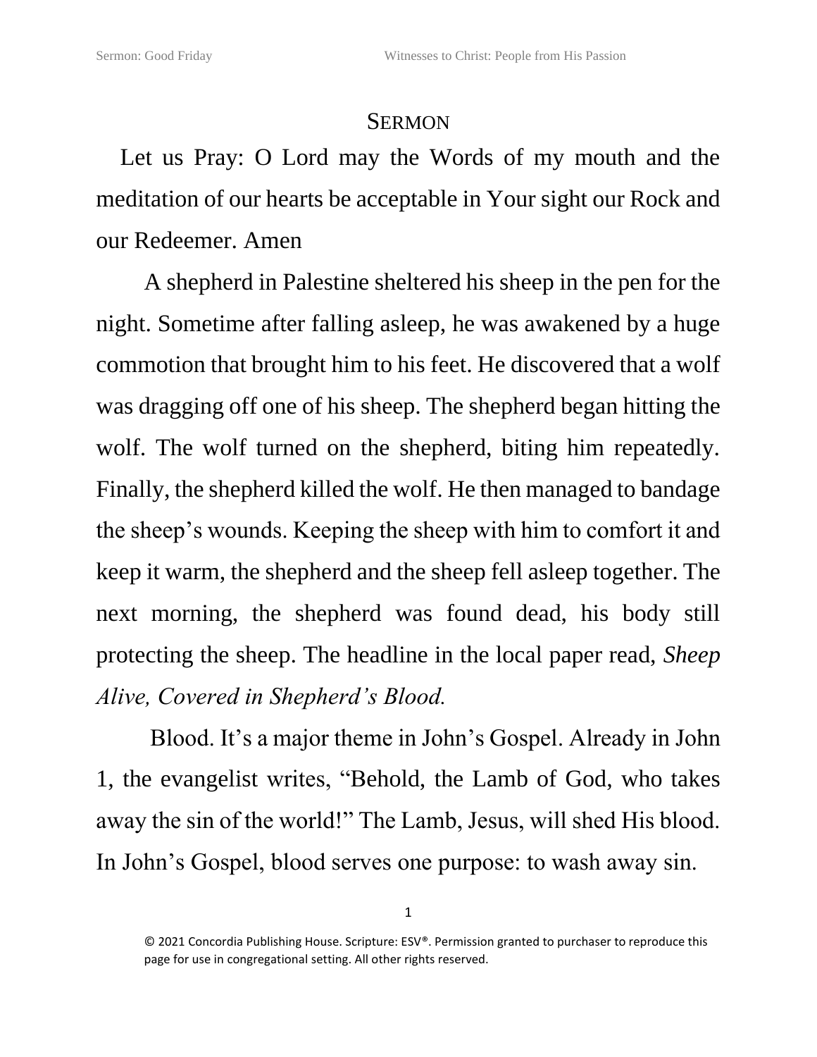# Sermon

Let us Pray: O Lord may the Words of my mouth and the meditation of our hearts be acceptable in Your sight our Rock and our Redeemer. Amen

A shepherd in Palestine sheltered his sheep in the pen for the night. Sometime after falling asleep, he was awakened by a huge commotion that brought him to his feet. He discovered that a wolf was dragging off one of his sheep. The shepherd began hitting the wolf. The wolf turned on the shepherd, biting him repeatedly. Finally, the shepherd killed the wolf. He then managed to bandage the sheep's wounds. Keeping the sheep with him to comfort it and keep it warm, the shepherd and the sheep fell asleep together. The next morning, the shepherd was found dead, his body still protecting the sheep. The headline in the local paper read, *Sheep Alive, Covered in Shepherd's Blood.*

Blood. It's a major theme in John's Gospel. Already in John 1, the evangelist writes, "Behold, the Lamb of God, who takes away the sin of the world!" The Lamb, Jesus, will shed His blood. In John's Gospel, blood serves one purpose: to wash away sin.

© 2021 Concordia Publishing House. Scripture: ESV®. Permission granted to purchaser to reproduce this page for use in congregational setting. All other rights reserved.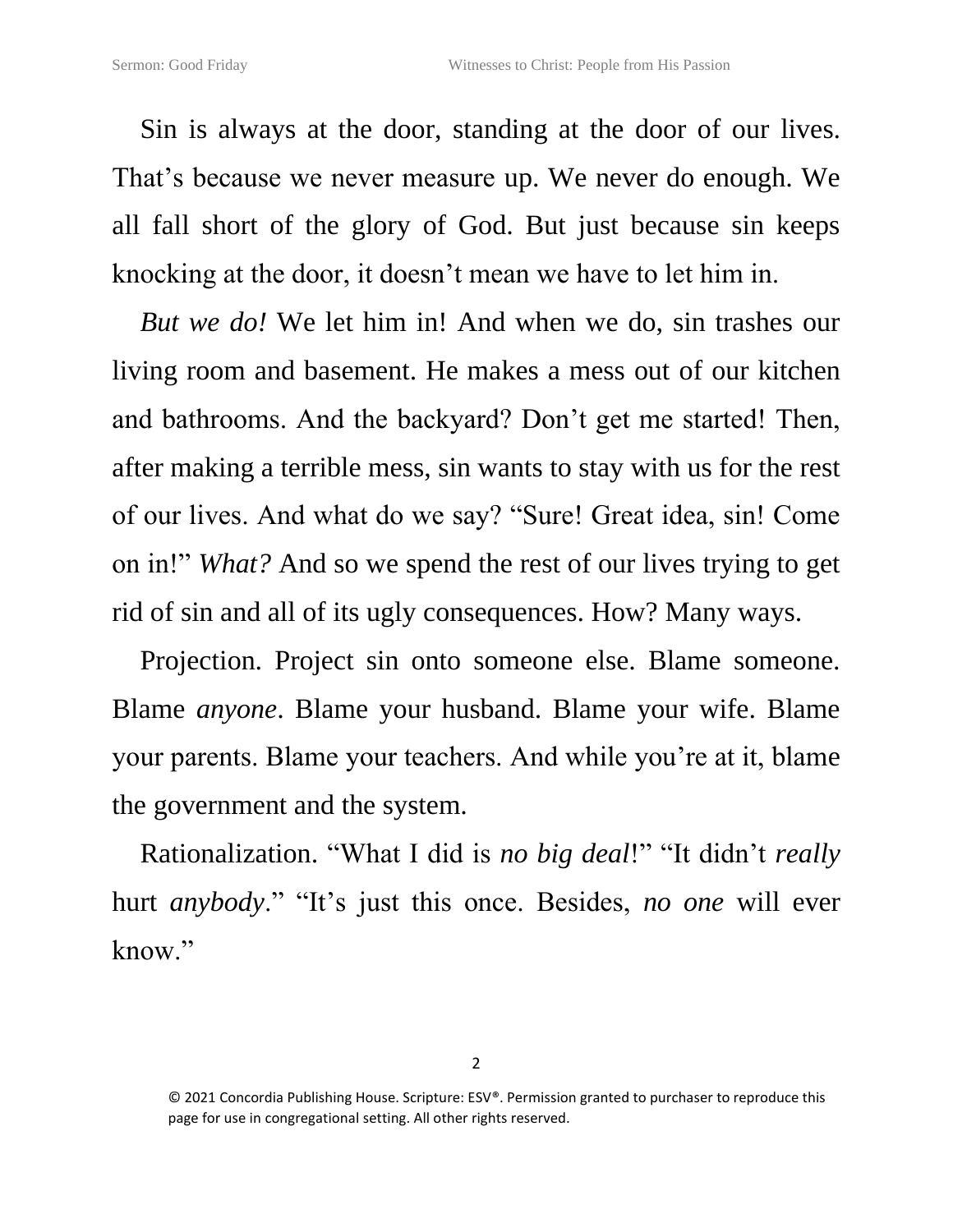Sin is always at the door, standing at the door of our lives. That's because we never measure up. We never do enough. We all fall short of the glory of God. But just because sin keeps knocking at the door, it doesn't mean we have to let him in.

*But we do!* We let him in! And when we do, sin trashes our living room and basement. He makes a mess out of our kitchen and bathrooms. And the backyard? Don't get me started! Then, after making a terrible mess, sin wants to stay with us for the rest of our lives. And what do we say? "Sure! Great idea, sin! Come on in!" *What?* And so we spend the rest of our lives trying to get rid of sin and all of its ugly consequences. How? Many ways.

Projection. Project sin onto someone else. Blame someone. Blame *anyone*. Blame your husband. Blame your wife. Blame your parents. Blame your teachers. And while you're at it, blame the government and the system.

Rationalization. "What I did is *no big deal*!" "It didn't *really* hurt *anybody*." "It's just this once. Besides, *no one* will ever know."

© 2021 Concordia Publishing House. Scripture: ESV®. Permission granted to purchaser to reproduce this page for use in congregational setting. All other rights reserved.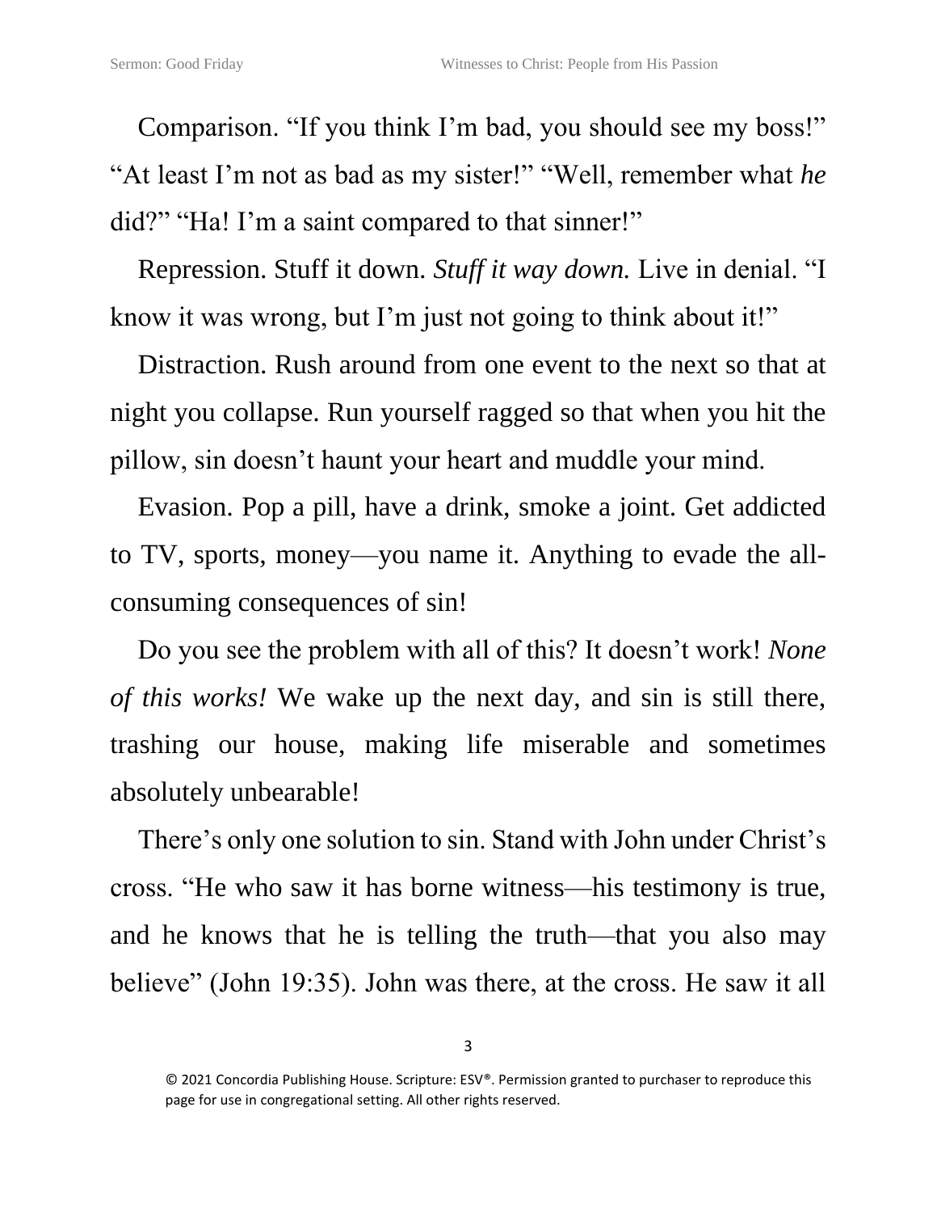Comparison. “If you think I’m bad, you should see my boss!” “At least I’m not as bad as my sister!” “Well, remember what *he* did?” “Ha! I’m a saint compared to that sinner!”

Repression. Stuff it down. *Stuff it way down.* Live in denial. “I know it was wrong, but I’m just not going to think about it!”

Distraction. Rush around from one event to the next so that at night you collapse. Run yourself ragged so that when you hit the pillow, sin doesn’t haunt your heart and muddle your mind.

Evasion. Pop a pill, have a drink, smoke a joint. Get addicted to TV, sports, money—you name it. Anything to evade the all-consuming consequences of sin!

Do you see the problem with all of this? It doesn’t work! *None of this works!* We wake up the next day, and sin is still there, trashing our house, making life miserable and sometimes absolutely unbearable!

There’s only one solution to sin. Stand with John under Christ’s cross. “He who saw it has borne witness—his testimony is true, and he knows that he is telling the truth—that you also may believe” (John 19:35). John was there, at the cross. He saw it all

© 2021 Concordia Publishing House. Scripture: ESV®. Permission granted to purchaser to reproduce this page for use in congregational setting. All other rights reserved.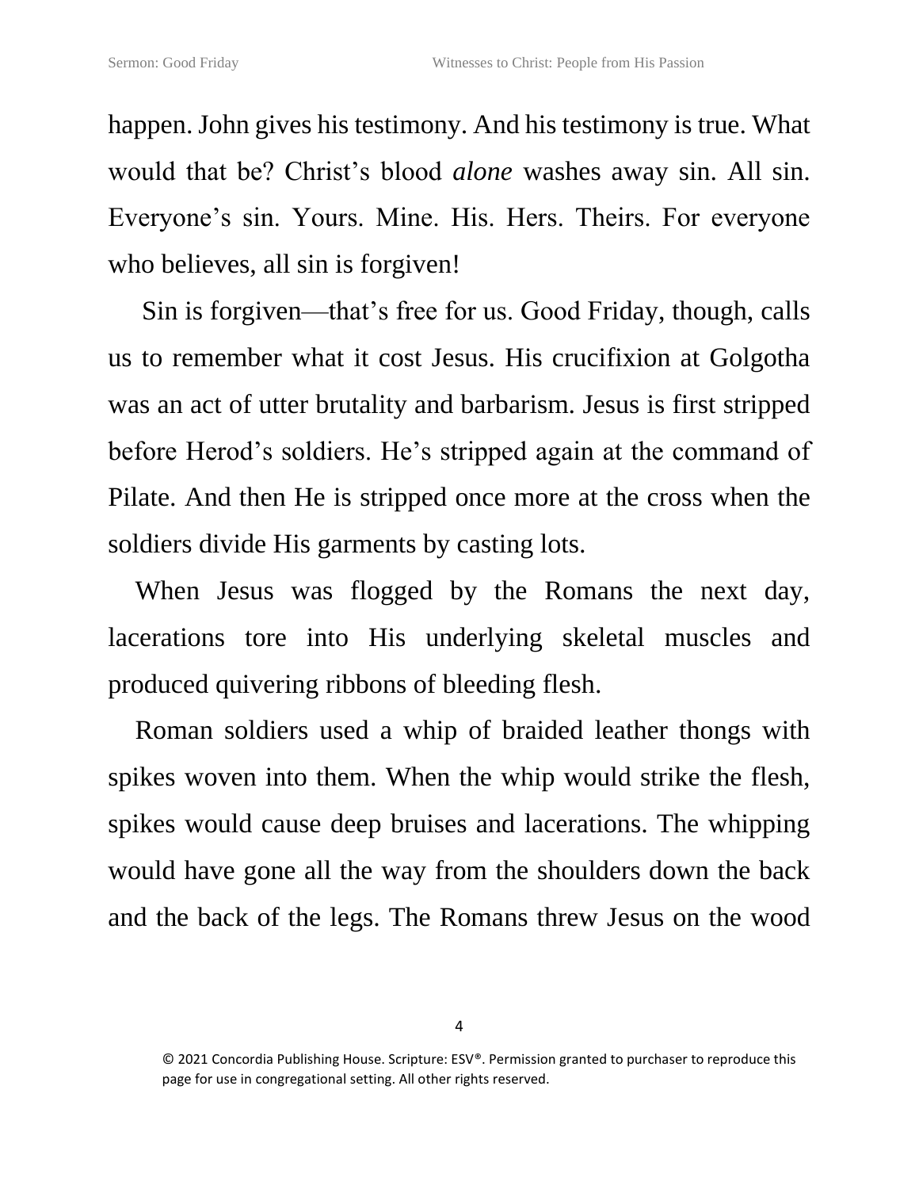happen. John gives his testimony. And his testimony is true. What would that be? Christ's blood *alone* washes away sin. All sin. Everyone's sin. Yours. Mine. His. Hers. Theirs. For everyone who believes, all sin is forgiven!

Sin is forgiven—that's free for us. Good Friday, though, calls us to remember what it cost Jesus. His crucifixion at Golgotha was an act of utter brutality and barbarism. Jesus is first stripped before Herod's soldiers. He's stripped again at the command of Pilate. And then He is stripped once more at the cross when the soldiers divide His garments by casting lots.

When Jesus was flogged by the Romans the next day, lacerations tore into His underlying skeletal muscles and produced quivering ribbons of bleeding flesh.

Roman soldiers used a whip of braided leather thongs with spikes woven into them. When the whip would strike the flesh, spikes would cause deep bruises and lacerations. The whipping would have gone all the way from the shoulders down the back and the back of the legs. The Romans threw Jesus on the wood

© 2021 Concordia Publishing House. Scripture: ESV®. Permission granted to purchaser to reproduce this page for use in congregational setting. All other rights reserved.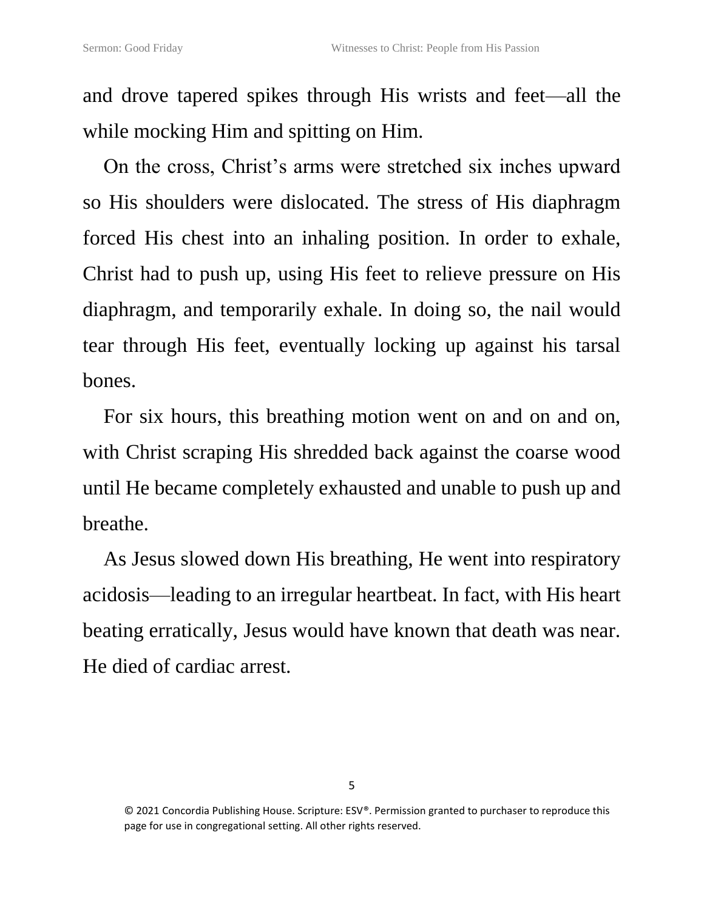and drove tapered spikes through His wrists and feet—all the while mocking Him and spitting on Him.

On the cross, Christ's arms were stretched six inches upward so His shoulders were dislocated. The stress of His diaphragm forced His chest into an inhaling position. In order to exhale, Christ had to push up, using His feet to relieve pressure on His diaphragm, and temporarily exhale. In doing so, the nail would tear through His feet, eventually locking up against his tarsal bones.

For six hours, this breathing motion went on and on and on, with Christ scraping His shredded back against the coarse wood until He became completely exhausted and unable to push up and breathe.

As Jesus slowed down His breathing, He went into respiratory acidosis—leading to an irregular heartbeat. In fact, with His heart beating erratically, Jesus would have known that death was near. He died of cardiac arrest.

© 2021 Concordia Publishing House. Scripture: ESV®. Permission granted to purchaser to reproduce this page for use in congregational setting. All other rights reserved.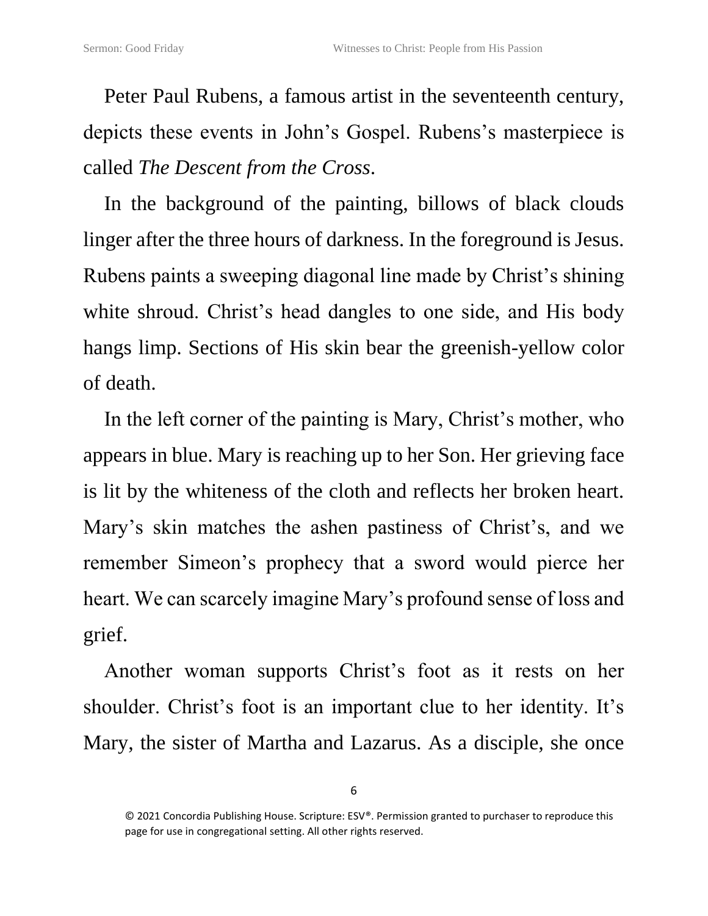Peter Paul Rubens, a famous artist in the seventeenth century, depicts these events in John's Gospel. Rubens's masterpiece is called *The Descent from the Cross*.

In the background of the painting, billows of black clouds linger after the three hours of darkness. In the foreground is Jesus. Rubens paints a sweeping diagonal line made by Christ's shining white shroud. Christ's head dangles to one side, and His body hangs limp. Sections of His skin bear the greenish-yellow color of death.

In the left corner of the painting is Mary, Christ's mother, who appears in blue. Mary is reaching up to her Son. Her grieving face is lit by the whiteness of the cloth and reflects her broken heart. Mary's skin matches the ashen pastiness of Christ's, and we remember Simeon's prophecy that a sword would pierce her heart. We can scarcely imagine Mary's profound sense of loss and grief.

Another woman supports Christ's foot as it rests on her shoulder. Christ's foot is an important clue to her identity. It's Mary, the sister of Martha and Lazarus. As a disciple, she once

© 2021 Concordia Publishing House. Scripture: ESV®. Permission granted to purchaser to reproduce this page for use in congregational setting. All other rights reserved.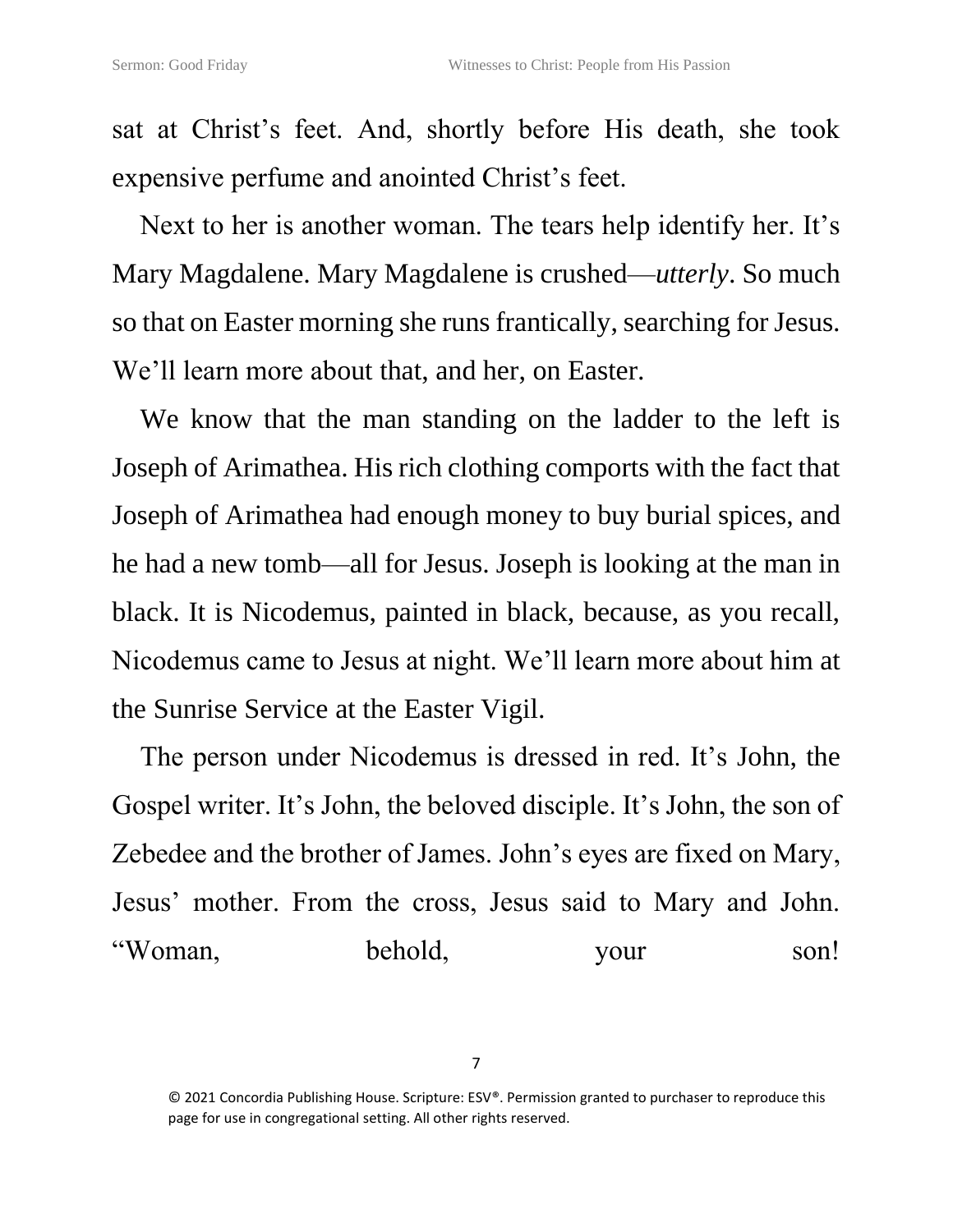sat at Christ's feet. And, shortly before His death, she took expensive perfume and anointed Christ's feet.

Next to her is another woman. The tears help identify her. It's Mary Magdalene. Mary Magdalene is crushed—*utterly*. So much so that on Easter morning she runs frantically, searching for Jesus. We'll learn more about that, and her, on Easter.

We know that the man standing on the ladder to the left is Joseph of Arimathea. His rich clothing comports with the fact that Joseph of Arimathea had enough money to buy burial spices, and he had a new tomb—all for Jesus. Joseph is looking at the man in black. It is Nicodemus, painted in black, because, as you recall, Nicodemus came to Jesus at night. We'll learn more about him at the Sunrise Service at the Easter Vigil.

The person under Nicodemus is dressed in red. It's John, the Gospel writer. It's John, the beloved disciple. It's John, the son of Zebedee and the brother of James. John's eyes are fixed on Mary, Jesus' mother. From the cross, Jesus said to Mary and John. "Woman, behold, your son!

© 2021 Concordia Publishing House. Scripture: ESV®. Permission granted to purchaser to reproduce this page for use in congregational setting. All other rights reserved.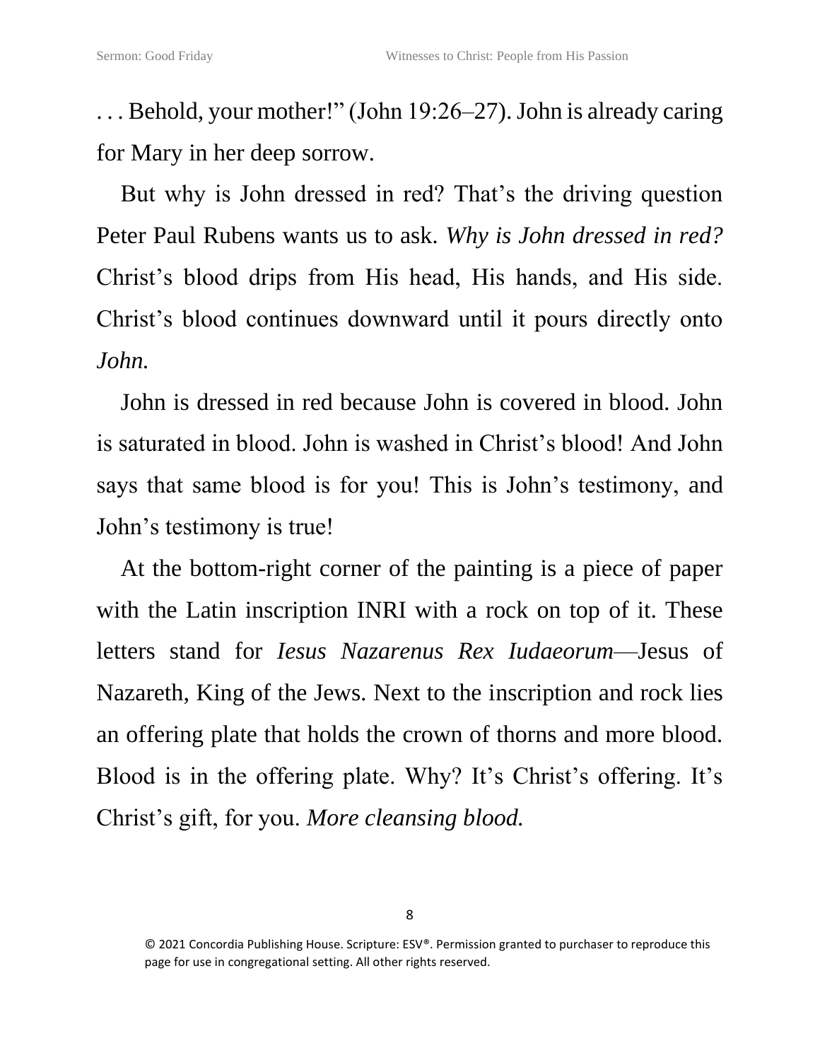. . . Behold, your mother!" (John 19:26–27). John is already caring for Mary in her deep sorrow.

But why is John dressed in red? That's the driving question Peter Paul Rubens wants us to ask. *Why is John dressed in red?* Christ's blood drips from His head, His hands, and His side. Christ's blood continues downward until it pours directly onto *John.*

John is dressed in red because John is covered in blood. John is saturated in blood. John is washed in Christ's blood! And John says that same blood is for you! This is John's testimony, and John's testimony is true!

At the bottom-right corner of the painting is a piece of paper with the Latin inscription INRI with a rock on top of it. These letters stand for *Iesus Nazarenus Rex Iudaeorum*—Jesus of Nazareth, King of the Jews. Next to the inscription and rock lies an offering plate that holds the crown of thorns and more blood. Blood is in the offering plate. Why? It's Christ's offering. It's Christ's gift, for you. *More cleansing blood.*

© 2021 Concordia Publishing House. Scripture: ESV®. Permission granted to purchaser to reproduce this page for use in congregational setting. All other rights reserved.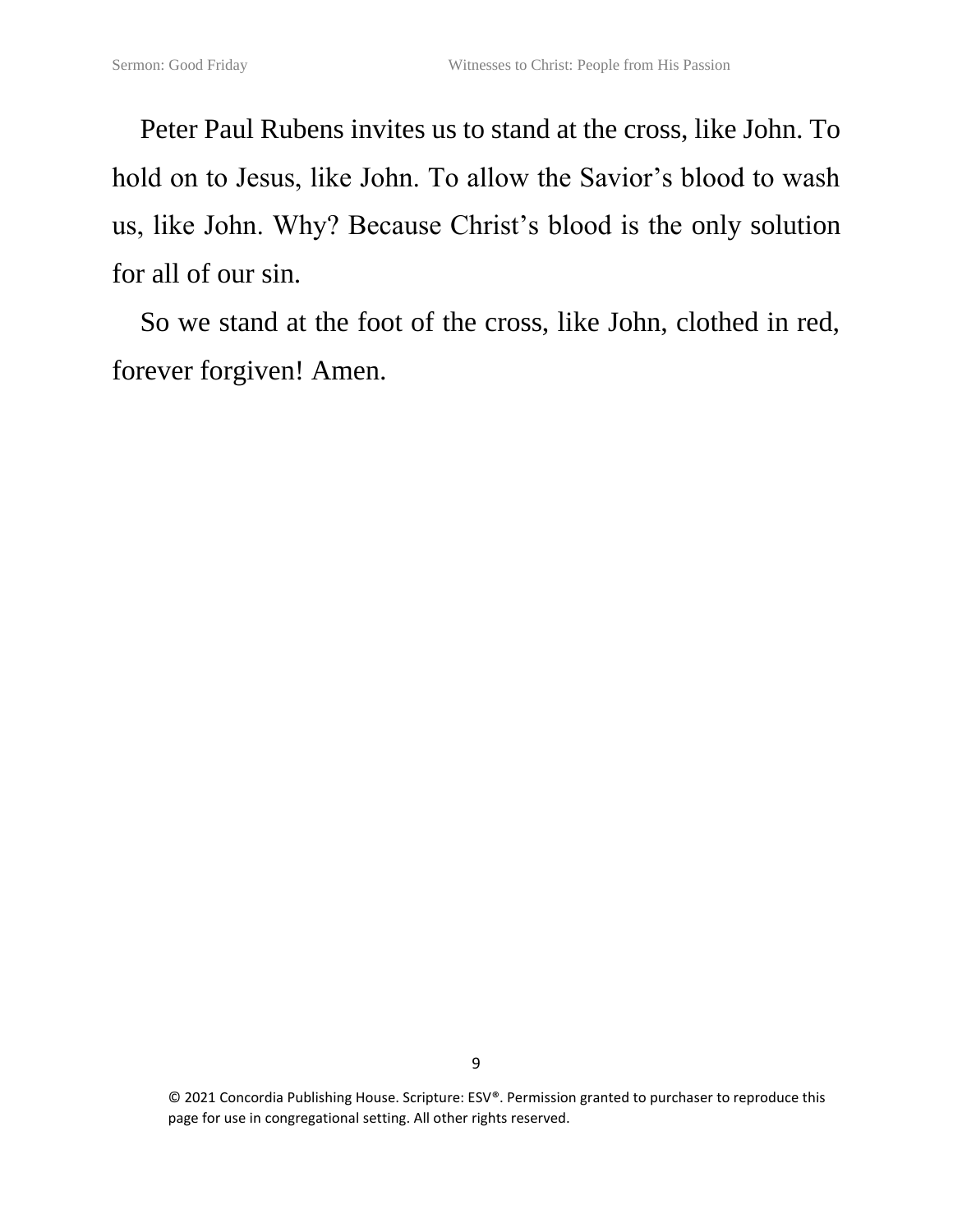Peter Paul Rubens invites us to stand at the cross, like John. To hold on to Jesus, like John. To allow the Savior's blood to wash us, like John. Why? Because Christ's blood is the only solution for all of our sin.

So we stand at the foot of the cross, like John, clothed in red, forever forgiven! Amen.

© 2021 Concordia Publishing House. Scripture: ESV®. Permission granted to purchaser to reproduce this page for use in congregational setting. All other rights reserved.